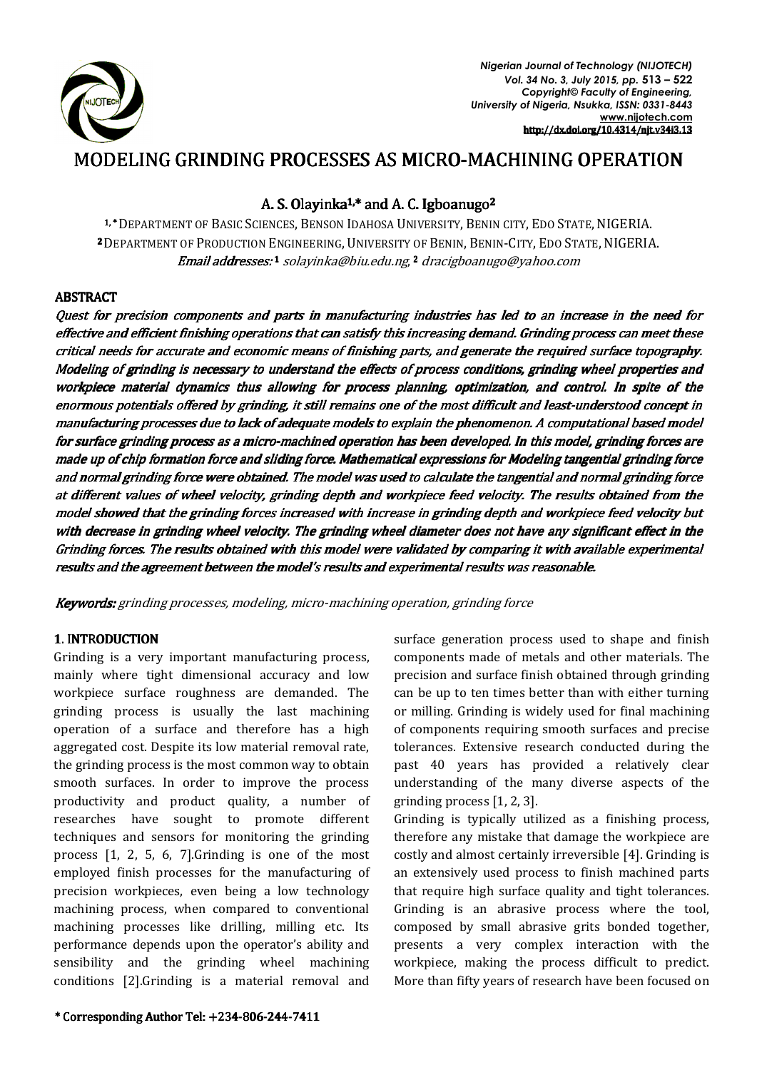# MODELING GRINDING PROCESSES AS MICRO-MACHINING OPERATION

**A. S. Olayinka[1,*] and A. C. Igboanugo[2]**

[1,*] DEPARTMENT OF BASIC SCIENCES, BENSON IDAHOSA UNIVERSITY, BENIN CITY, EDO STATE, NIGERIA.
[2] DEPARTMENT OF PRODUCTION ENGINEERING, UNIVERSITY OF BENIN, BENIN-CITY, EDO STATE, NIGERIA.
*Email addresses:* [1] solayinka@biu.edu.ng, [2] dracigboanugo@yahoo.com

## ABSTRACT

*Quest for precision components and parts in manufacturing industries has led to an increase in the need for effective and efficient finishing operations that can satisfy this increasing demand. Grinding process can meet these critical needs for accurate and economic means of finishing parts, and generate the required surface topography. Modeling of grinding is necessary to understand the effects of process conditions, grinding wheel properties and workpiece material dynamics thus allowing for process planning, optimization, and control. In spite of the enormous potentials offered by grinding, it still remains one of the most difficult and least-understood concept in manufacturing processes due to lack of adequate models to explain the phenomenon. A computational based model for surface grinding process as a micro-machined operation has been developed. In this model, grinding forces are made up of chip formation force and sliding force. Mathematical expressions for Modeling tangential grinding force and normal grinding force were obtained. The model was used to calculate the tangential and normal grinding force at different values of wheel velocity, grinding depth and workpiece feed velocity. The results obtained from the model showed that the grinding forces increased with increase in grinding depth and workpiece feed velocity but with decrease in grinding wheel velocity. The grinding wheel diameter does not have any significant effect in the Grinding forces. The results obtained with this model were validated by comparing it with available experimental results and the agreement between the model's results and experimental results was reasonable.*

***Keywords:*** *grinding processes, modeling, micro-machining operation, grinding force*

## 1. INTRODUCTION

Grinding is a very important manufacturing process, mainly where tight dimensional accuracy and low workpiece surface roughness are demanded. The grinding process is usually the last machining operation of a surface and therefore has a high aggregated cost. Despite its low material removal rate, the grinding process is the most common way to obtain smooth surfaces. In order to improve the process productivity and product quality, a number of researches have sought to promote different techniques and sensors for monitoring the grinding process [1, 2, 5, 6, 7].Grinding is one of the most employed finish processes for the manufacturing of precision workpieces, even being a low technology machining process, when compared to conventional machining processes like drilling, milling etc. Its performance depends upon the operator's ability and sensibility and the grinding wheel machining conditions [2].Grinding is a material removal and surface generation process used to shape and finish components made of metals and other materials. The precision and surface finish obtained through grinding can be up to ten times better than with either turning or milling. Grinding is widely used for final machining of components requiring smooth surfaces and precise tolerances. Extensive research conducted during the past 40 years has provided a relatively clear understanding of the many diverse aspects of the grinding process [1, 2, 3].

Grinding is typically utilized as a finishing process, therefore any mistake that damage the workpiece are costly and almost certainly irreversible [4]. Grinding is an extensively used process to finish machined parts that require high surface quality and tight tolerances. Grinding is an abrasive process where the tool, composed by small abrasive grits bonded together, presents a very complex interaction with the workpiece, making the process difficult to predict. More than fifty years of research have been focused on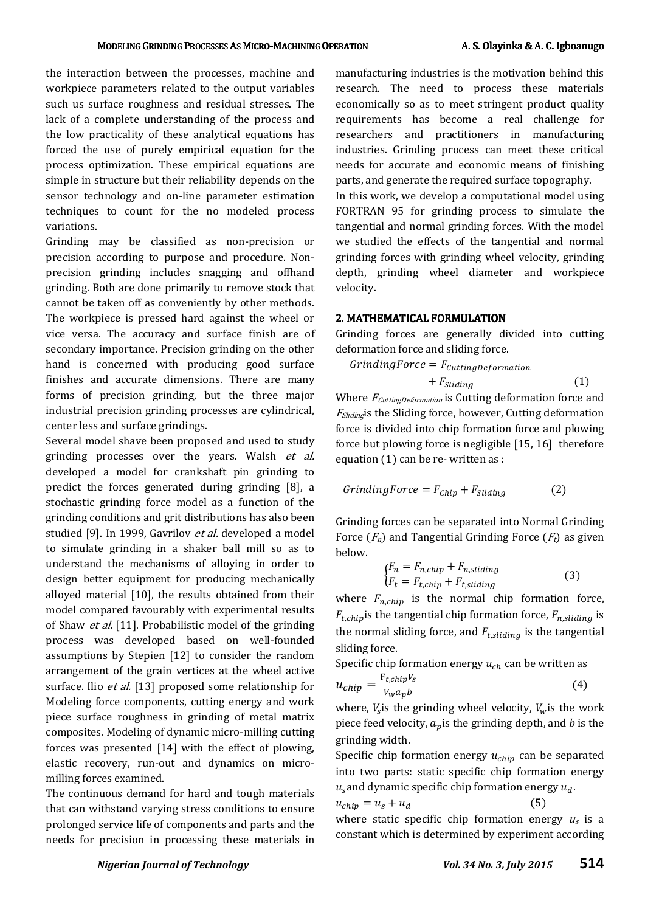the interaction between the processes, machine and workpiece parameters related to the output variables such us surface roughness and residual stresses. The lack of a complete understanding of the process and the low practicality of these analytical equations has forced the use of purely empirical equation for the process optimization. These empirical equations are simple in structure but their reliability depends on the sensor technology and on-line parameter estimation techniques to count for the no modeled process variations.

Grinding may be classified as non-precision or precision according to purpose and procedure. Non-precision grinding includes snagging and offhand grinding. Both are done primarily to remove stock that cannot be taken off as conveniently by other methods. The workpiece is pressed hard against the wheel or vice versa. The accuracy and surface finish are of secondary importance. Precision grinding on the other hand is concerned with producing good surface finishes and accurate dimensions. There are many forms of precision grinding, but the three major industrial precision grinding processes are cylindrical, center less and surface grindings.

Several model shave been proposed and used to study grinding processes over the years. Walsh *et al.* developed a model for crankshaft pin grinding to predict the forces generated during grinding [8], a stochastic grinding force model as a function of the grinding conditions and grit distributions has also been studied [9]. In 1999, Gavrilov *et al.* developed a model to simulate grinding in a shaker ball mill so as to understand the mechanisms of alloying in order to design better equipment for producing mechanically alloyed material [10], the results obtained from their model compared favourably with experimental results of Shaw *et al.* [11]. Probabilistic model of the grinding process was developed based on well-founded assumptions by Stepien [12] to consider the random arrangement of the grain vertices at the wheel active surface. Ilio *et al.* [13] proposed some relationship for Modeling force components, cutting energy and work piece surface roughness in grinding of metal matrix composites. Modeling of dynamic micro-milling cutting forces was presented [14] with the effect of plowing, elastic recovery, run-out and dynamics on micro-milling forces examined.

The continuous demand for hard and tough materials that can withstand varying stress conditions to ensure prolonged service life of components and parts and the needs for precision in processing these materials in manufacturing industries is the motivation behind this research. The need to process these materials economically so as to meet stringent product quality requirements has become a real challenge for researchers and practitioners in manufacturing industries. Grinding process can meet these critical needs for accurate and economic means of finishing parts, and generate the required surface topography.

In this work, we develop a computational model using FORTRAN 95 for grinding process to simulate the tangential and normal grinding forces. With the model we studied the effects of the tangential and normal grinding forces with grinding wheel velocity, grinding depth, grinding wheel diameter and workpiece velocity.

## 2. MATHEMATICAL FORMULATION

Grinding forces are generally divided into cutting deformation force and sliding force.

$$GrindingForce = F_{CuttingDeformation} + F_{Sliding} \qquad (1)$$

Where $F_{CuttingDeformation}$ is Cutting deformation force and $F_{Sliding}$is the Sliding force, however, Cutting deformation force is divided into chip formation force and plowing force but plowing force is negligible [15, 16] therefore equation (1) can be re- written as :

$$GrindingForce = F_{Chip} + F_{Sliding} \qquad (2)$$

Grinding forces can be separated into Normal Grinding Force ($F_n$) and Tangential Grinding Force ($F_t$) as given below.

$$\begin{cases} F_n = F_{n,chip} + F_{n,sliding} \\ F_t = F_{t,chip} + F_{t,sliding} \end{cases} \qquad (3)$$

where $F_{n,chip}$ is the normal chip formation force, $F_{t,chip}$is the tangential chip formation force, $F_{n,sliding}$ is the normal sliding force, and $F_{t,sliding}$ is the tangential sliding force.

Specific chip formation energy $u_{ch}$ can be written as

$$u_{chip} = \frac{F_{t,chip}V_s}{V_w a_p b} \qquad (4)$$

where, $V_s$is the grinding wheel velocity, $V_w$is the work piece feed velocity, $a_p$is the grinding depth, and $b$ is the grinding width.

Specific chip formation energy $u_{chip}$ can be separated into two parts: static specific chip formation energy $u_s$ and dynamic specific chip formation energy $u_d$.

$$u_{chip} = u_s + u_d \qquad (5)$$

where static specific chip formation energy $u_s$ is a constant which is determined by experiment according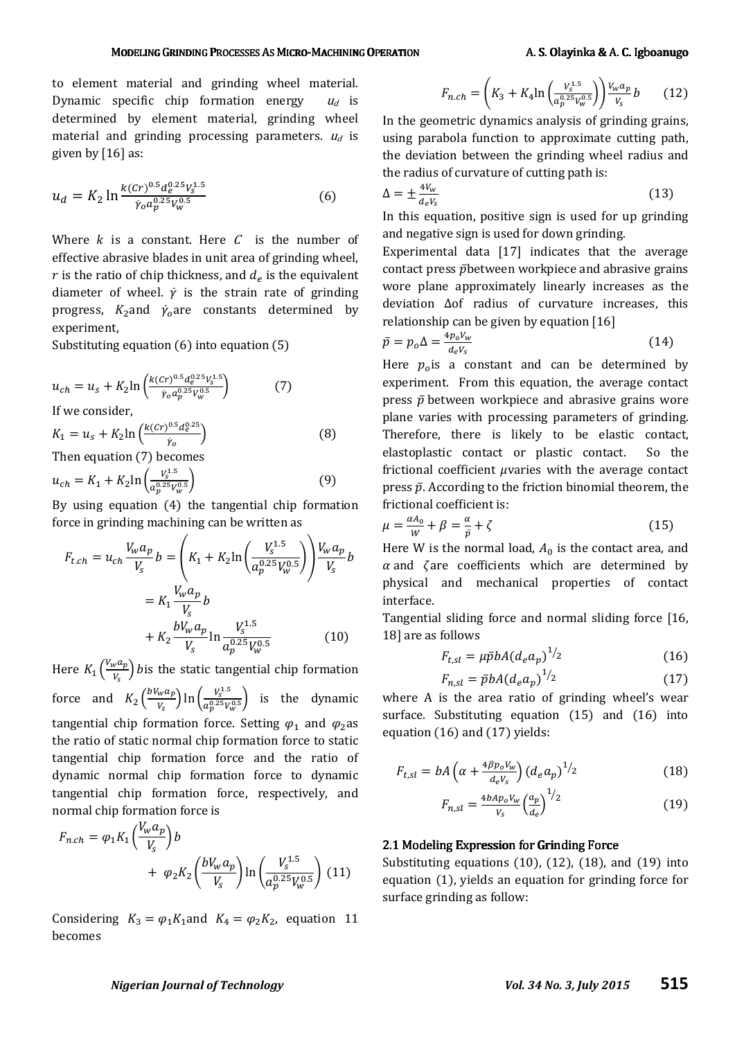to element material and grinding wheel material. Dynamic specific chip formation energy $u_d$ is determined by element material, grinding wheel material and grinding processing parameters. $u_d$ is given by [16] as:

$$u_d = K_2 \ln \frac{k(Cr)^{0.5} d_e^{0.25} V_s^{1.5}}{\dot{\gamma}_o a_p^{0.25} V_w^{0.5}} \tag{6}$$

Where $k$ is a constant. Here $C$ is the number of effective abrasive blades in unit area of grinding wheel, $r$ is the ratio of chip thickness, and $d_e$ is the equivalent diameter of wheel. $\dot{\gamma}$ is the strain rate of grinding progress, $K_2$ and $\dot{\gamma}_o$ are constants determined by experiment,

Substituting equation (6) into equation (5)

$$u_{ch} = u_s + K_2 \ln\left(\frac{k(Cr)^{0.5} d_e^{0.25} V_s^{1.5}}{\dot{\gamma}_o a_p^{0.25} V_w^{0.5}}\right) \tag{7}$$

If we consider,

$$K_1 = u_s + K_2 \ln\left(\frac{k(Cr)^{0.5} d_e^{0.25}}{\dot{\gamma}_o}\right) \tag{8}$$

Then equation (7) becomes

$$u_{ch} = K_1 + K_2 \ln\left(\frac{V_s^{1.5}}{a_p^{0.25} V_w^{0.5}}\right) \tag{9}$$

By using equation (4) the tangential chip formation force in grinding machining can be written as

$$F_{t.ch} = u_{ch} \frac{V_w a_p}{V_s} b = \left(K_1 + K_2 \ln\left(\frac{V_s^{1.5}}{a_p^{0.25} V_w^{0.5}}\right)\right) \frac{V_w a_p}{V_s} b = K_1 \frac{V_w a_p}{V_s} b + K_2 \frac{b V_w a_p}{V_s} \ln \frac{V_s^{1.5}}{a_p^{0.25} V_w^{0.5}} \tag{10}$$

Here $K_1 \left(\frac{V_w a_p}{V_s}\right) b$ is the static tangential chip formation force and $K_2 \left(\frac{b V_w a_p}{V_s}\right) \ln\left(\frac{V_s^{1.5}}{a_p^{0.25} V_w^{0.5}}\right)$ is the dynamic tangential chip formation force. Setting $\varphi_1$ and $\varphi_2$ as the ratio of static normal chip formation force to static tangential chip formation force and the ratio of dynamic normal chip formation force to dynamic tangential chip formation force, respectively, and normal chip formation force is

$$F_{n.ch} = \varphi_1 K_1 \left(\frac{V_w a_p}{V_s}\right) b + \varphi_2 K_2 \left(\frac{b V_w a_p}{V_s}\right) \ln\left(\frac{V_s^{1.5}}{a_p^{0.25} V_w^{0.5}}\right) \tag{11}$$

Considering $K_3 = \varphi_1 K_1$ and $K_4 = \varphi_2 K_2$, equation 11 becomes

$$F_{n.ch} = \left(K_3 + K_4 \ln\left(\frac{V_s^{1.5}}{a_p^{0.25} V_w^{0.5}}\right)\right) \frac{V_w a_p}{V_s} b \tag{12}$$

In the geometric dynamics analysis of grinding grains, using parabola function to approximate cutting path, the deviation between the grinding wheel radius and the radius of curvature of cutting path is:

$$\Delta = \pm \frac{4V_w}{d_e V_s} \tag{13}$$

In this equation, positive sign is used for up grinding and negative sign is used for down grinding.

Experimental data [17] indicates that the average contact press $\bar{p}$ between workpiece and abrasive grains wore plane approximately linearly increases as the deviation $\Delta$ of radius of curvature increases, this relationship can be given by equation [16]

$$\bar{p} = p_o \Delta = \frac{4 p_o V_w}{d_e V_s} \tag{14}$$

Here $p_o$ is a constant and can be determined by experiment. From this equation, the average contact press $\bar{p}$ between workpiece and abrasive grains wore plane varies with processing parameters of grinding. Therefore, there is likely to be elastic contact, elastoplastic contact or plastic contact. So the frictional coefficient $\mu$ varies with the average contact press $\bar{p}$. According to the friction binomial theorem, the frictional coefficient is:

$$\mu = \frac{\alpha A_0}{W} + \beta = \frac{\alpha}{\bar{p}} + \zeta \tag{15}$$

Here W is the normal load, $A_0$ is the contact area, and $\alpha$ and $\zeta$ are coefficients which are determined by physical and mechanical properties of contact interface.

Tangential sliding force and normal sliding force [16, 18] are as follows

$$F_{t,sl} = \mu \bar{p} b A (d_e a_p)^{1/2} \tag{16}$$

$$F_{n,sl} = \bar{p} b A (d_e a_p)^{1/2} \tag{17}$$

where A is the area ratio of grinding wheel's wear surface. Substituting equation (15) and (16) into equation (16) and (17) yields:

$$F_{t,sl} = bA\left(\alpha + \frac{4\beta p_o V_w}{d_e V_s}\right)(d_e a_p)^{1/2} \tag{18}$$

$$F_{n,sl} = \frac{4bA p_o V_w}{V_s}\left(\frac{a_p}{d_e}\right)^{1/2} \tag{19}$$

### 2.1 Modeling Expression for Grinding Force

Substituting equations (10), (12), (18), and (19) into equation (1), yields an equation for grinding force for surface grinding as follow: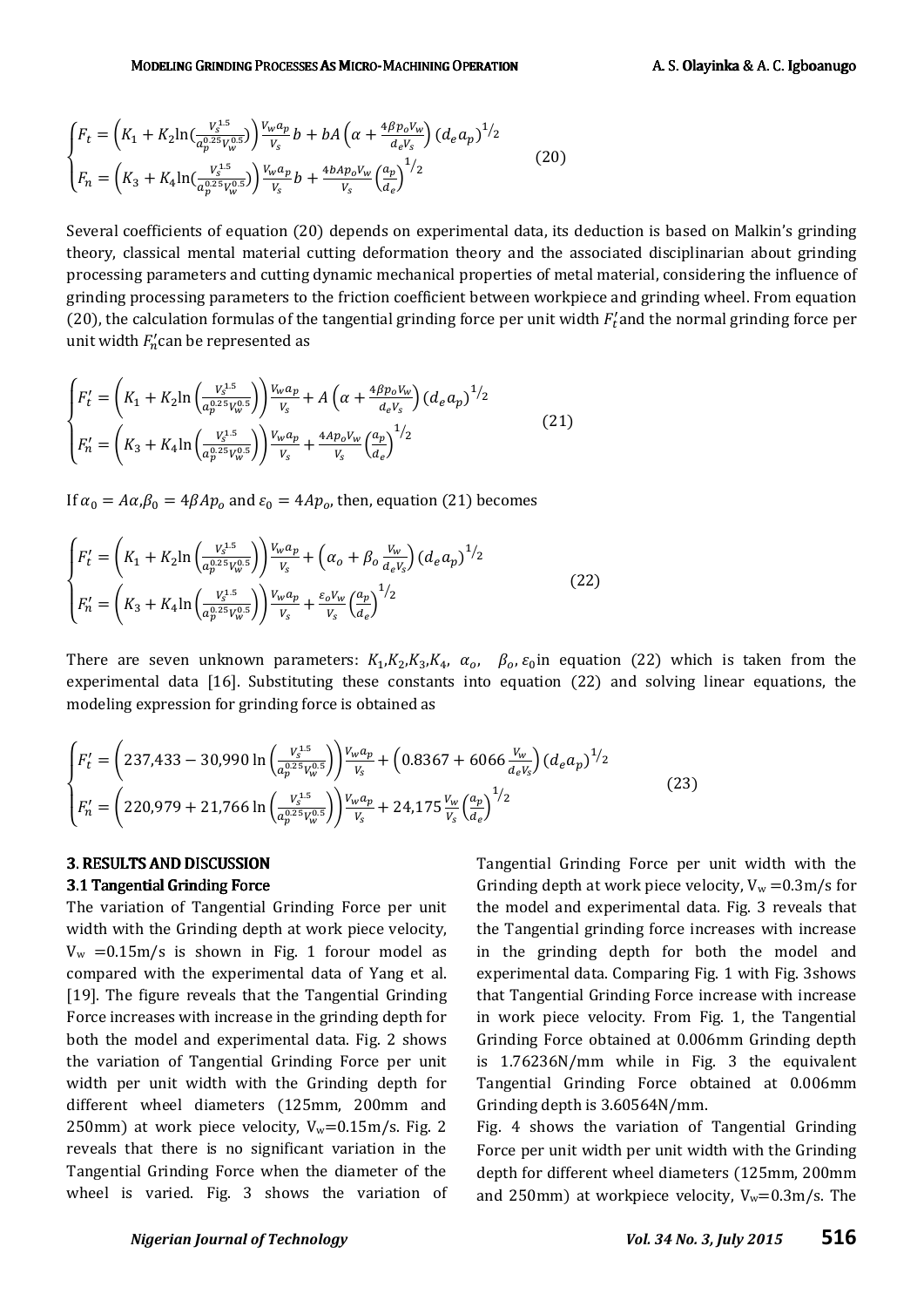$$
\begin{cases}
F_t = \left(K_1 + K_2 \ln\left(\frac{V_s^{1.5}}{a_p^{0.25} V_w^{0.5}}\right)\right) \frac{V_w a_p}{V_s} b + bA\left(\alpha + \frac{4\beta p_o V_w}{d_e V_s}\right) \left(d_e a_p\right)^{1/2} \\
F_n = \left(K_3 + K_4 \ln\left(\frac{V_s^{1.5}}{a_p^{0.25} V_w^{0.5}}\right)\right) \frac{V_w a_p}{V_s} b + \frac{4bAp_o V_w}{V_s} \left(\frac{a_p}{d_e}\right)^{1/2}
\end{cases} \tag{20}
$$

Several coefficients of equation (20) depends on experimental data, its deduction is based on Malkin's grinding theory, classical mental material cutting deformation theory and the associated disciplinarian about grinding processing parameters and cutting dynamic mechanical properties of metal material, considering the influence of grinding processing parameters to the friction coefficient between workpiece and grinding wheel. From equation (20), the calculation formulas of the tangential grinding force per unit width $F_t'$ and the normal grinding force per unit width $F_n'$ can be represented as

$$
\begin{cases}
F_t' = \left(K_1 + K_2 \ln\left(\frac{V_s^{1.5}}{a_p^{0.25} V_w^{0.5}}\right)\right) \frac{V_w a_p}{V_s} + A\left(\alpha + \frac{4\beta p_o V_w}{d_e V_s}\right) \left(d_e a_p\right)^{1/2} \\
F_n' = \left(K_3 + K_4 \ln\left(\frac{V_s^{1.5}}{a_p^{0.25} V_w^{0.5}}\right)\right) \frac{V_w a_p}{V_s} + \frac{4Ap_o V_w}{V_s} \left(\frac{a_p}{d_e}\right)^{1/2}
\end{cases} \tag{21}
$$

If $\alpha_0 = A\alpha, \beta_0 = 4\beta Ap_o$ and $\varepsilon_0 = 4Ap_o$, then, equation (21) becomes

$$
\begin{cases}
F_t' = \left(K_1 + K_2 \ln\left(\frac{V_s^{1.5}}{a_p^{0.25} V_w^{0.5}}\right)\right) \frac{V_w a_p}{V_s} + \left(\alpha_o + \beta_o \frac{V_w}{d_e V_s}\right) \left(d_e a_p\right)^{1/2} \\
F_n' = \left(K_3 + K_4 \ln\left(\frac{V_s^{1.5}}{a_p^{0.25} V_w^{0.5}}\right)\right) \frac{V_w a_p}{V_s} + \frac{\varepsilon_o V_w}{V_s} \left(\frac{a_p}{d_e}\right)^{1/2}
\end{cases} \tag{22}
$$

There are seven unknown parameters: $K_1, K_2, K_3, K_4$, $\alpha_o$, $\beta_o, \varepsilon_0$ in equation (22) which is taken from the experimental data [16]. Substituting these constants into equation (22) and solving linear equations, the modeling expression for grinding force is obtained as

$$
\begin{cases}
F_t' = \left(237{,}433 - 30{,}990 \ln\left(\frac{V_s^{1.5}}{a_p^{0.25} V_w^{0.5}}\right)\right) \frac{V_w a_p}{V_s} + \left(0.8367 + 6066 \frac{V_w}{d_e V_s}\right) \left(d_e a_p\right)^{1/2} \\
F_n' = \left(220{,}979 + 21{,}766 \ln\left(\frac{V_s^{1.5}}{a_p^{0.25} V_w^{0.5}}\right)\right) \frac{V_w a_p}{V_s} + 24{,}175 \frac{V_w}{V_s} \left(\frac{a_p}{d_e}\right)^{1/2}
\end{cases} \tag{23}
$$

## 3. RESULTS AND DISCUSSION

### 3.1 Tangential Grinding Force

The variation of Tangential Grinding Force per unit width with the Grinding depth at work piece velocity, $V_w$ =0.15m/s is shown in Fig. 1 forour model as compared with the experimental data of Yang et al. [19]. The figure reveals that the Tangential Grinding Force increases with increase in the grinding depth for both the model and experimental data. Fig. 2 shows the variation of Tangential Grinding Force per unit width per unit width with the Grinding depth for different wheel diameters (125mm, 200mm and 250mm) at work piece velocity, $V_w$=0.15m/s. Fig. 2 reveals that there is no significant variation in the Tangential Grinding Force when the diameter of the wheel is varied. Fig. 3 shows the variation of Tangential Grinding Force per unit width with the Grinding depth at work piece velocity, $V_w$ =0.3m/s for the model and experimental data. Fig. 3 reveals that the Tangential grinding force increases with increase in the grinding depth for both the model and experimental data. Comparing Fig. 1 with Fig. 3shows that Tangential Grinding Force increase with increase in work piece velocity. From Fig. 1, the Tangential Grinding Force obtained at 0.006mm Grinding depth is 1.76236N/mm while in Fig. 3 the equivalent Tangential Grinding Force obtained at 0.006mm Grinding depth is 3.60564N/mm.

Fig. 4 shows the variation of Tangential Grinding Force per unit width per unit width with the Grinding depth for different wheel diameters (125mm, 200mm and 250mm) at workpiece velocity, $V_w$=0.3m/s. The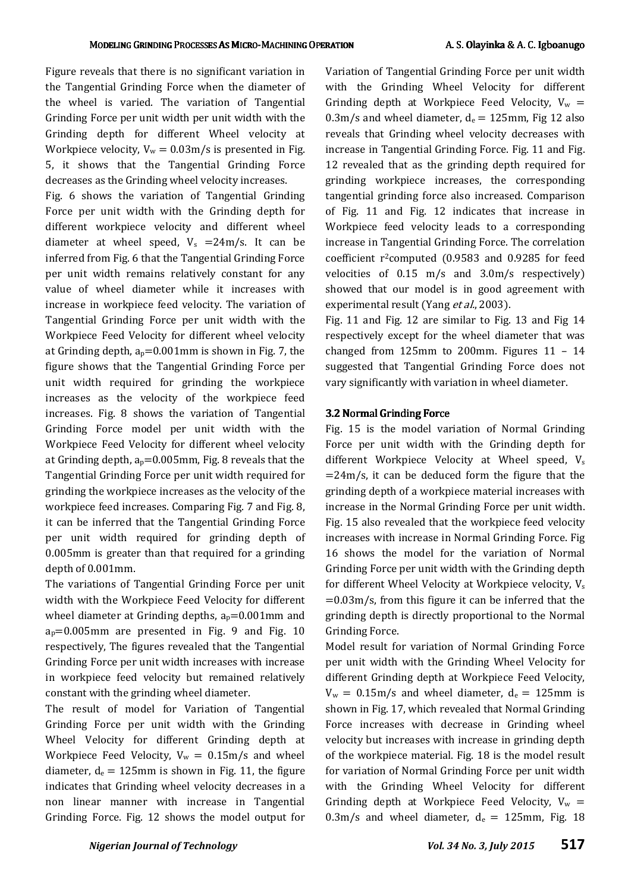Figure reveals that there is no significant variation in the Tangential Grinding Force when the diameter of the wheel is varied. The variation of Tangential Grinding Force per unit width per unit width with the Grinding depth for different Wheel velocity at Workpiece velocity, $V_w = 0.03$m/s is presented in Fig. 5, it shows that the Tangential Grinding Force decreases as the Grinding wheel velocity increases.

Fig. 6 shows the variation of Tangential Grinding Force per unit width with the Grinding depth for different workpiece velocity and different wheel diameter at wheel speed, $V_s = 24$m/s. It can be inferred from Fig. 6 that the Tangential Grinding Force per unit width remains relatively constant for any value of wheel diameter while it increases with increase in workpiece feed velocity. The variation of Tangential Grinding Force per unit width with the Workpiece Feed Velocity for different wheel velocity at Grinding depth, $a_p$=0.001mm is shown in Fig. 7, the figure shows that the Tangential Grinding Force per unit width required for grinding the workpiece increases as the velocity of the workpiece feed increases. Fig. 8 shows the variation of Tangential Grinding Force model per unit width with the Workpiece Feed Velocity for different wheel velocity at Grinding depth, $a_p$=0.005mm, Fig. 8 reveals that the Tangential Grinding Force per unit width required for grinding the workpiece increases as the velocity of the workpiece feed increases. Comparing Fig. 7 and Fig. 8, it can be inferred that the Tangential Grinding Force per unit width required for grinding depth of 0.005mm is greater than that required for a grinding depth of 0.001mm.

The variations of Tangential Grinding Force per unit width with the Workpiece Feed Velocity for different wheel diameter at Grinding depths, $a_p$=0.001mm and $a_p$=0.005mm are presented in Fig. 9 and Fig. 10 respectively, The figures revealed that the Tangential Grinding Force per unit width increases with increase in workpiece feed velocity but remained relatively constant with the grinding wheel diameter.

The result of model for Variation of Tangential Grinding Force per unit width with the Grinding Wheel Velocity for different Grinding depth at Workpiece Feed Velocity, $V_w = 0.15$m/s and wheel diameter, $d_e = 125$mm is shown in Fig. 11, the figure indicates that Grinding wheel velocity decreases in a non linear manner with increase in Tangential Grinding Force. Fig. 12 shows the model output for Variation of Tangential Grinding Force per unit width with the Grinding Wheel Velocity for different Grinding depth at Workpiece Feed Velocity, $V_w = 0.3$m/s and wheel diameter, $d_e = 125$mm, Fig 12 also reveals that Grinding wheel velocity decreases with increase in Tangential Grinding Force. Fig. 11 and Fig. 12 revealed that as the grinding depth required for grinding workpiece increases, the corresponding tangential grinding force also increased. Comparison of Fig. 11 and Fig. 12 indicates that increase in Workpiece feed velocity leads to a corresponding increase in Tangential Grinding Force. The correlation coefficient $r^2$computed (0.9583 and 0.9285 for feed velocities of 0.15 m/s and 3.0m/s respectively) showed that our model is in good agreement with experimental result (Yang *et al.*, 2003).

Fig. 11 and Fig. 12 are similar to Fig. 13 and Fig 14 respectively except for the wheel diameter that was changed from 125mm to 200mm. Figures 11 – 14 suggested that Tangential Grinding Force does not vary significantly with variation in wheel diameter.

### 3.2 Normal Grinding Force

Fig. 15 is the model variation of Normal Grinding Force per unit width with the Grinding depth for different Workpiece Velocity at Wheel speed, $V_s = 24$m/s, it can be deduced form the figure that the grinding depth of a workpiece material increases with increase in the Normal Grinding Force per unit width. Fig. 15 also revealed that the workpiece feed velocity increases with increase in Normal Grinding Force. Fig 16 shows the model for the variation of Normal Grinding Force per unit width with the Grinding depth for different Wheel Velocity at Workpiece velocity, $V_s = 0.03$m/s, from this figure it can be inferred that the grinding depth is directly proportional to the Normal Grinding Force.

Model result for variation of Normal Grinding Force per unit width with the Grinding Wheel Velocity for different Grinding depth at Workpiece Feed Velocity, $V_w = 0.15$m/s and wheel diameter, $d_e = 125$mm is shown in Fig. 17, which revealed that Normal Grinding Force increases with decrease in Grinding wheel velocity but increases with increase in grinding depth of the workpiece material. Fig. 18 is the model result for variation of Normal Grinding Force per unit width with the Grinding Wheel Velocity for different Grinding depth at Workpiece Feed Velocity, $V_w = 0.3$m/s and wheel diameter, $d_e = 125$mm, Fig. 18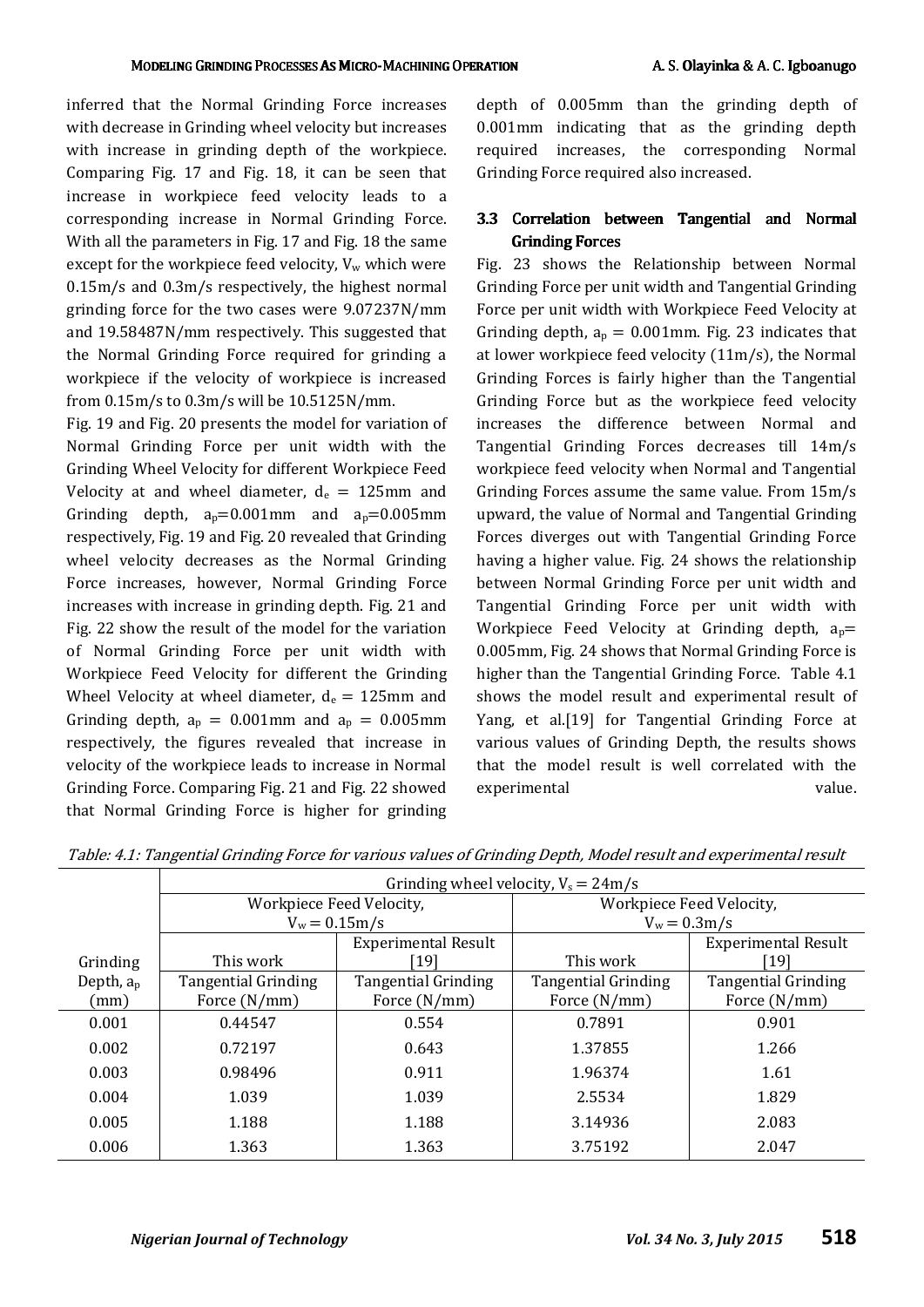inferred that the Normal Grinding Force increases with decrease in Grinding wheel velocity but increases with increase in grinding depth of the workpiece. Comparing Fig. 17 and Fig. 18, it can be seen that increase in workpiece feed velocity leads to a corresponding increase in Normal Grinding Force. With all the parameters in Fig. 17 and Fig. 18 the same except for the workpiece feed velocity, $V_w$ which were 0.15m/s and 0.3m/s respectively, the highest normal grinding force for the two cases were 9.07237N/mm and 19.58487N/mm respectively. This suggested that the Normal Grinding Force required for grinding a workpiece if the velocity of workpiece is increased from 0.15m/s to 0.3m/s will be 10.5125N/mm.

Fig. 19 and Fig. 20 presents the model for variation of Normal Grinding Force per unit width with the Grinding Wheel Velocity for different Workpiece Feed Velocity at and wheel diameter, $d_e$ = 125mm and Grinding depth, $a_p$=0.001mm and $a_p$=0.005mm respectively, Fig. 19 and Fig. 20 revealed that Grinding wheel velocity decreases as the Normal Grinding Force increases, however, Normal Grinding Force increases with increase in grinding depth. Fig. 21 and Fig. 22 show the result of the model for the variation of Normal Grinding Force per unit width with Workpiece Feed Velocity for different the Grinding Wheel Velocity at wheel diameter, $d_e$ = 125mm and Grinding depth, $a_p$ = 0.001mm and $a_p$ = 0.005mm respectively, the figures revealed that increase in velocity of the workpiece leads to increase in Normal Grinding Force. Comparing Fig. 21 and Fig. 22 showed that Normal Grinding Force is higher for grinding depth of 0.005mm than the grinding depth of 0.001mm indicating that as the grinding depth required increases, the corresponding Normal Grinding Force required also increased.

### 3.3 Correlation between Tangential and Normal Grinding Forces

Fig. 23 shows the Relationship between Normal Grinding Force per unit width and Tangential Grinding Force per unit width with Workpiece Feed Velocity at Grinding depth, $a_p$ = 0.001mm. Fig. 23 indicates that at lower workpiece feed velocity (11m/s), the Normal Grinding Forces is fairly higher than the Tangential Grinding Force but as the workpiece feed velocity increases the difference between Normal and Tangential Grinding Forces decreases till 14m/s workpiece feed velocity when Normal and Tangential Grinding Forces assume the same value. From 15m/s upward, the value of Normal and Tangential Grinding Forces diverges out with Tangential Grinding Force having a higher value. Fig. 24 shows the relationship between Normal Grinding Force per unit width and Tangential Grinding Force per unit width with Workpiece Feed Velocity at Grinding depth, $a_p$= 0.005mm, Fig. 24 shows that Normal Grinding Force is higher than the Tangential Grinding Force. Table 4.1 shows the model result and experimental result of Yang, et al.[19] for Tangential Grinding Force at various values of Grinding Depth, the results shows that the model result is well correlated with the experimental value.

*Table: 4.1: Tangential Grinding Force for various values of Grinding Depth, Model result and experimental result*

| | Grinding wheel velocity, $V_s$ = 24m/s | | | |
|---|---|---|---|---|
| | Workpiece Feed Velocity, $V_w$ = 0.15m/s | | Workpiece Feed Velocity, $V_w$ = 0.3m/s | |
| Grinding Depth, $a_p$ (mm) | This work Tangential Grinding Force (N/mm) | Experimental Result [19] Tangential Grinding Force (N/mm) | This work Tangential Grinding Force (N/mm) | Experimental Result [19] Tangential Grinding Force (N/mm) |
| 0.001 | 0.44547 | 0.554 | 0.7891 | 0.901 |
| 0.002 | 0.72197 | 0.643 | 1.37855 | 1.266 |
| 0.003 | 0.98496 | 0.911 | 1.96374 | 1.61 |
| 0.004 | 1.039 | 1.039 | 2.5534 | 1.829 |
| 0.005 | 1.188 | 1.188 | 3.14936 | 2.083 |
| 0.006 | 1.363 | 1.363 | 3.75192 | 2.047 |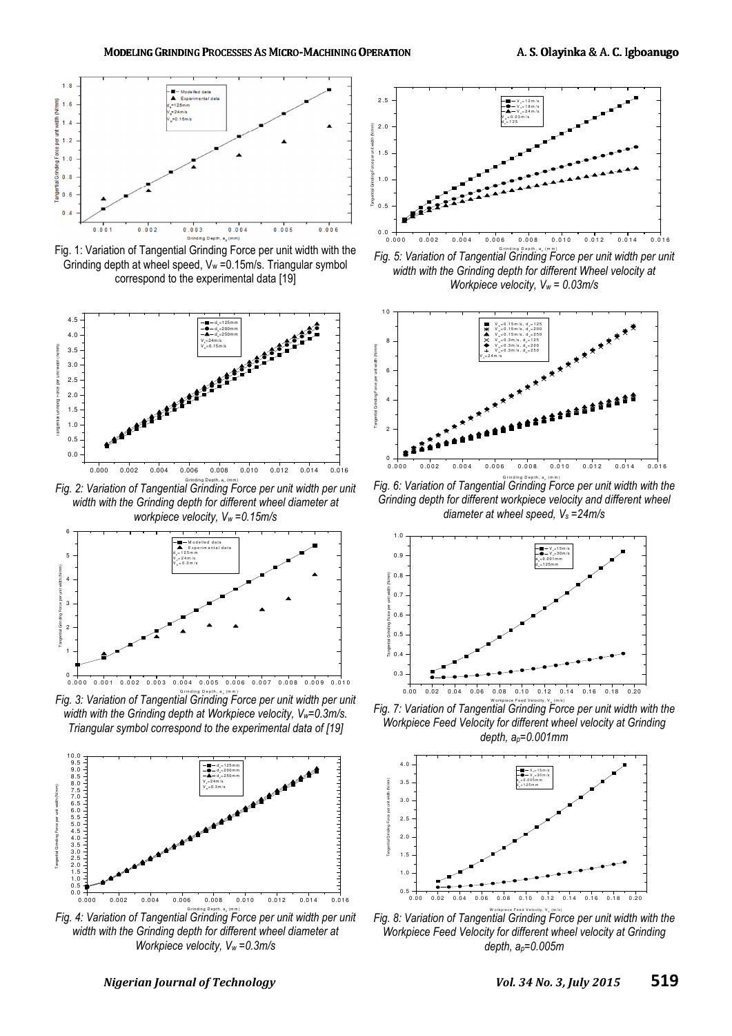Fig. 1: Variation of Tangential Grinding Force per unit width with the Grinding depth at wheel speed, $V_w$ =0.15m/s. Triangular symbol correspond to the experimental data [19]

*Fig. 2: Variation of Tangential Grinding Force per unit width per unit width with the Grinding depth for different wheel diameter at workpiece velocity, $V_w$ =0.15m/s*

*Fig. 3: Variation of Tangential Grinding Force per unit width per unit width with the Grinding depth at Workpiece velocity, $V_w$=0.3m/s. Triangular symbol correspond to the experimental data of [19]*

*Fig. 4: Variation of Tangential Grinding Force per unit width per unit width with the Grinding depth for different wheel diameter at Workpiece velocity, $V_w$ =0.3m/s*

*Fig. 5: Variation of Tangential Grinding Force per unit width per unit width with the Grinding depth for different Wheel velocity at Workpiece velocity, $V_w$ = 0.03m/s*

*Fig. 6: Variation of Tangential Grinding Force per unit width with the Grinding depth for different workpiece velocity and different wheel diameter at wheel speed, $V_s$ =24m/s*

*Fig. 7: Variation of Tangential Grinding Force per unit width with the Workpiece Feed Velocity for different wheel velocity at Grinding depth, $a_p$=0.001mm*

*Fig. 8: Variation of Tangential Grinding Force per unit width with the Workpiece Feed Velocity for different wheel velocity at Grinding depth, $a_p$=0.005m*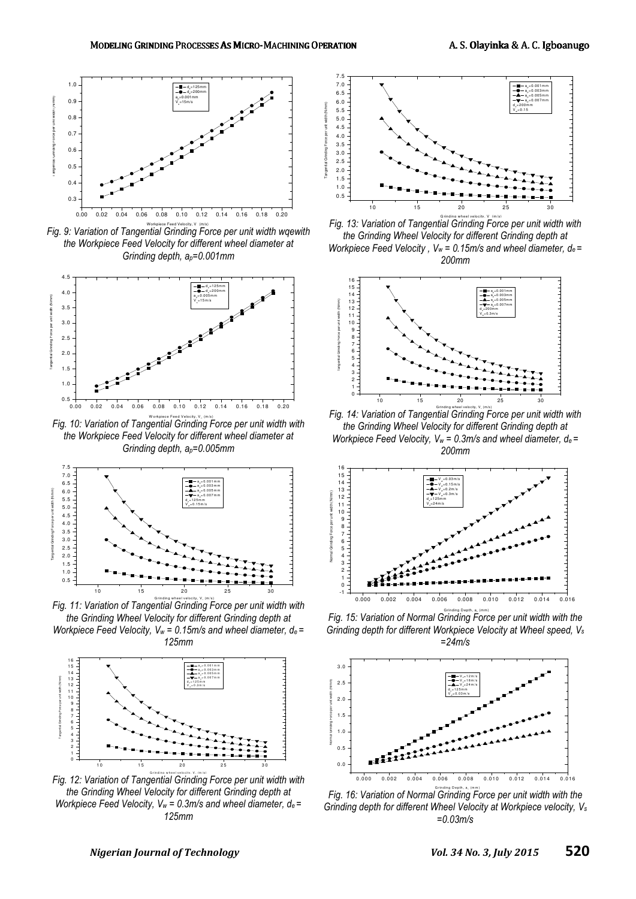Fig. 9: Variation of Tangential Grinding Force per unit width wqewith the Workpiece Feed Velocity for different wheel diameter at Grinding depth, $a_p$=0.001mm

Fig. 10: Variation of Tangential Grinding Force per unit width with the Workpiece Feed Velocity for different wheel diameter at Grinding depth, $a_p$=0.005mm

Fig. 11: Variation of Tangential Grinding Force per unit width with the Grinding Wheel Velocity for different Grinding depth at Workpiece Feed Velocity, $V_w$ = 0.15m/s and wheel diameter, $d_e$ = 125mm

Fig. 12: Variation of Tangential Grinding Force per unit width with the Grinding Wheel Velocity for different Grinding depth at Workpiece Feed Velocity, $V_w$ = 0.3m/s and wheel diameter, $d_e$ = 125mm

Fig. 13: Variation of Tangential Grinding Force per unit width with the Grinding Wheel Velocity for different Grinding depth at Workpiece Feed Velocity , $V_w$ = 0.15m/s and wheel diameter, $d_e$ = 200mm

Fig. 14: Variation of Tangential Grinding Force per unit width with the Grinding Wheel Velocity for different Grinding depth at Workpiece Feed Velocity, $V_w$ = 0.3m/s and wheel diameter, $d_e$ = 200mm

Fig. 15: Variation of Normal Grinding Force per unit width with the Grinding depth for different Workpiece Velocity at Wheel speed, $V_s$ =24m/s

Fig. 16: Variation of Normal Grinding Force per unit width with the Grinding depth for different Wheel Velocity at Workpiece velocity, $V_s$ =0.03m/s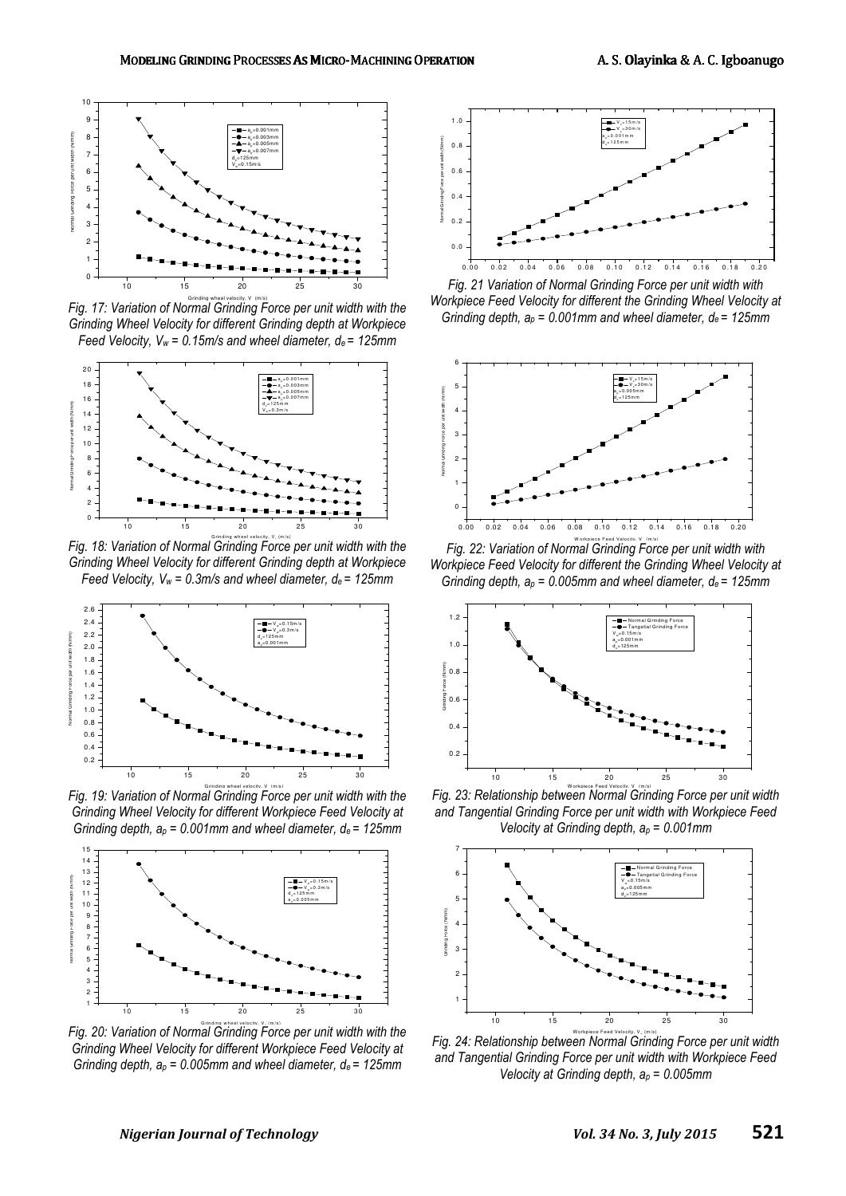Fig. 17: Variation of Normal Grinding Force per unit width with the Grinding Wheel Velocity for different Grinding depth at Workpiece Feed Velocity, $V_w = 0.15m/s$ and wheel diameter, $d_e = 125mm$

Fig. 18: Variation of Normal Grinding Force per unit width with the Grinding Wheel Velocity for different Grinding depth at Workpiece Feed Velocity, $V_w = 0.3m/s$ and wheel diameter, $d_e = 125mm$

Fig. 19: Variation of Normal Grinding Force per unit width with the Grinding Wheel Velocity for different Workpiece Feed Velocity at Grinding depth, $a_p = 0.001mm$ and wheel diameter, $d_e = 125mm$

Fig. 20: Variation of Normal Grinding Force per unit width with the Grinding Wheel Velocity for different Workpiece Feed Velocity at Grinding depth, $a_p = 0.005mm$ and wheel diameter, $d_e = 125mm$

Fig. 21 Variation of Normal Grinding Force per unit width with Workpiece Feed Velocity for different the Grinding Wheel Velocity at Grinding depth, $a_p = 0.001mm$ and wheel diameter, $d_e = 125mm$

Fig. 22: Variation of Normal Grinding Force per unit width with Workpiece Feed Velocity for different the Grinding Wheel Velocity at Grinding depth, $a_p = 0.005mm$ and wheel diameter, $d_e = 125mm$

Fig. 23: Relationship between Normal Grinding Force per unit width and Tangential Grinding Force per unit width with Workpiece Feed Velocity at Grinding depth, $a_p = 0.001mm$

Fig. 24: Relationship between Normal Grinding Force per unit width and Tangential Grinding Force per unit width with Workpiece Feed Velocity at Grinding depth, $a_p = 0.005mm$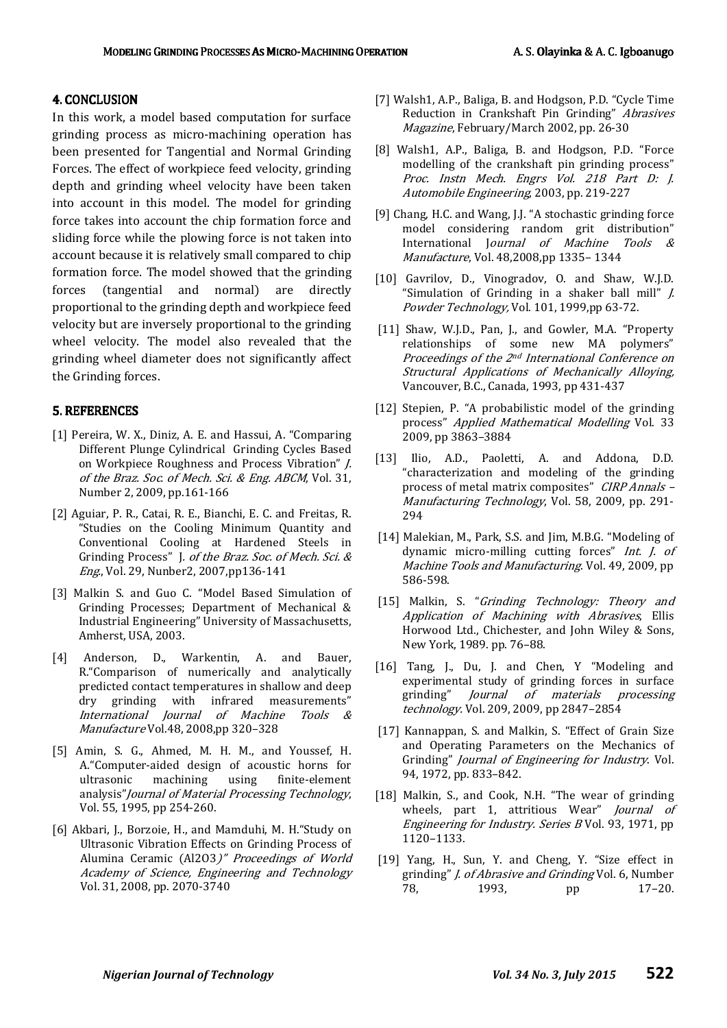## 4. CONCLUSION

In this work, a model based computation for surface grinding process as micro-machining operation has been presented for Tangential and Normal Grinding Forces. The effect of workpiece feed velocity, grinding depth and grinding wheel velocity have been taken into account in this model. The model for grinding force takes into account the chip formation force and sliding force while the plowing force is not taken into account because it is relatively small compared to chip formation force. The model showed that the grinding forces (tangential and normal) are directly proportional to the grinding depth and workpiece feed velocity but are inversely proportional to the grinding wheel velocity. The model also revealed that the grinding wheel diameter does not significantly affect the Grinding forces.

## 5. REFERENCES

[1] Pereira, W. X., Diniz, A. E. and Hassui, A. "Comparing Different Plunge Cylindrical Grinding Cycles Based on Workpiece Roughness and Process Vibration" *J. of the Braz. Soc. of Mech. Sci. & Eng. ABCM*, Vol. 31, Number 2, 2009, pp.161-166

[2] Aguiar, P. R., Catai, R. E., Bianchi, E. C. and Freitas, R. "Studies on the Cooling Minimum Quantity and Conventional Cooling at Hardened Steels in Grinding Process" J. *of the Braz. Soc. of Mech. Sci. & Eng.*, Vol. 29, Nunber2, 2007,pp136-141

[3] Malkin S. and Guo C. "Model Based Simulation of Grinding Processes; Department of Mechanical & Industrial Engineering" University of Massachusetts, Amherst, USA, 2003.

[4] Anderson, D., Warkentin, A. and Bauer, R."Comparison of numerically and analytically predicted contact temperatures in shallow and deep dry grinding with infrared measurements" *International Journal of Machine Tools & Manufacture* Vol.48, 2008,pp 320–328

[5] Amin, S. G., Ahmed, M. H. M., and Youssef, H. A."Computer-aided design of acoustic horns for ultrasonic machining using finite-element analysis"*Journal of Material Processing Technology*, Vol. 55, 1995, pp 254-260.

[6] Akbari, J., Borzoie, H., and Mamduhi, M. H."Study on Ultrasonic Vibration Effects on Grinding Process of Alumina Ceramic (Al2O3*)" Proceedings of World Academy of Science, Engineering and Technology* Vol. 31, 2008, pp. 2070-3740

[7] Walsh1, A.P., Baliga, B. and Hodgson, P.D. "Cycle Time Reduction in Crankshaft Pin Grinding" *Abrasives Magazine*, February/March 2002, pp. 26-30

[8] Walsh1, A.P., Baliga, B. and Hodgson, P.D. "Force modelling of the crankshaft pin grinding process" *Proc. Instn Mech. Engrs Vol. 218 Part D: J. Automobile Engineering*, 2003, pp. 219-227

[9] Chang, H.C. and Wang, J.J. "A stochastic grinding force model considering random grit distribution" International J*ournal of Machine Tools & Manufacture*, Vol. 48,2008,pp 1335– 1344

[10] Gavrilov, D., Vinogradov, O. and Shaw, W.J.D. "Simulation of Grinding in a shaker ball mill" *J. Powder Technology*, Vol. 101, 1999,pp 63-72.

[11] Shaw, W.J.D., Pan, J., and Gowler, M.A. "Property relationships of some new MA polymers" *Proceedings of the 2nd International Conference on Structural Applications of Mechanically Alloying*, Vancouver, B.C., Canada, 1993, pp 431-437

[12] Stepien, P. "A probabilistic model of the grinding process" *Applied Mathematical Modelling* Vol. 33 2009, pp 3863–3884

[13] Ilio, A.D., Paoletti, A. and Addona, D.D. "characterization and modeling of the grinding process of metal matrix composites" *CIRP Annals – Manufacturing Technology*, Vol. 58, 2009, pp. 291-294

[14] Malekian, M., Park, S.S. and Jim, M.B.G. "Modeling of dynamic micro-milling cutting forces" *Int. J. of Machine Tools and Manufacturing*. Vol. 49, 2009, pp 586-598.

[15] Malkin, S. "*Grinding Technology: Theory and Application of Machining with Abrasives*, Ellis Horwood Ltd., Chichester, and John Wiley & Sons, New York, 1989. pp. 76–88.

[16] Tang, J., Du, J. and Chen, Y "Modeling and experimental study of grinding forces in surface grinding" *Journal of materials processing technology*. Vol. 209, 2009, pp 2847–2854

[17] Kannappan, S. and Malkin, S. "Effect of Grain Size and Operating Parameters on the Mechanics of Grinding" *Journal of Engineering for Industry*. Vol. 94, 1972, pp. 833–842.

[18] Malkin, S., and Cook, N.H. "The wear of grinding wheels, part 1, attritious Wear" *Journal of Engineering for Industry. Series B* Vol. 93, 1971, pp 1120–1133.

[19] Yang, H., Sun, Y. and Cheng, Y. "Size effect in grinding" *J. of Abrasive and Grinding* Vol. 6, Number 78, 1993, pp 17–20.